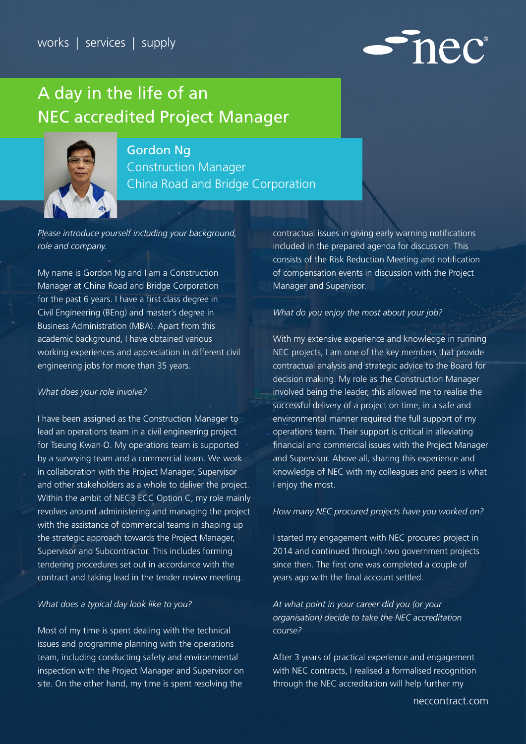works | services | supply

# A day in the life of an NEC accredited Project Manager

## Gordon Ng
Construction Manager
China Road and Bridge Corporation

*Please introduce yourself including your background, role and company.*

My name is Gordon Ng and I am a Construction Manager at China Road and Bridge Corporation for the past 6 years. I have a first class degree in Civil Engineering (BEng) and master's degree in Business Administration (MBA). Apart from this academic background, I have obtained various working experiences and appreciation in different civil engineering jobs for more than 35 years.

*What does your role involve?*

I have been assigned as the Construction Manager to lead an operations team in a civil engineering project for Tseung Kwan O. My operations team is supported by a surveying team and a commercial team. We work in collaboration with the Project Manager, Supervisor and other stakeholders as a whole to deliver the project. Within the ambit of NEC3 ECC Option C, my role mainly revolves around administering and managing the project with the assistance of commercial teams in shaping up the strategic approach towards the Project Manager, Supervisor and Subcontractor. This includes forming tendering procedures set out in accordance with the contract and taking lead in the tender review meeting.

*What does a typical day look like to you?*

Most of my time is spent dealing with the technical issues and programme planning with the operations team, including conducting safety and environmental inspection with the Project Manager and Supervisor on site. On the other hand, my time is spent resolving the contractual issues in giving early warning notifications included in the prepared agenda for discussion. This consists of the Risk Reduction Meeting and notification of compensation events in discussion with the Project Manager and Supervisor.

*What do you enjoy the most about your job?*

With my extensive experience and knowledge in running NEC projects, I am one of the key members that provide contractual analysis and strategic advice to the Board for decision making. My role as the Construction Manager involved being the leader, this allowed me to realise the successful delivery of a project on time, in a safe and environmental manner required the full support of my operations team. Their support is critical in alleviating financial and commercial issues with the Project Manager and Supervisor. Above all, sharing this experience and knowledge of NEC with my colleagues and peers is what I enjoy the most.

*How many NEC procured projects have you worked on?*

I started my engagement with NEC procured project in 2014 and continued through two government projects since then. The first one was completed a couple of years ago with the final account settled.

*At what point in your career did you (or your organisation) decide to take the NEC accreditation course?*

After 3 years of practical experience and engagement with NEC contracts, I realised a formalised recognition through the NEC accreditation will help further my

neccontract.com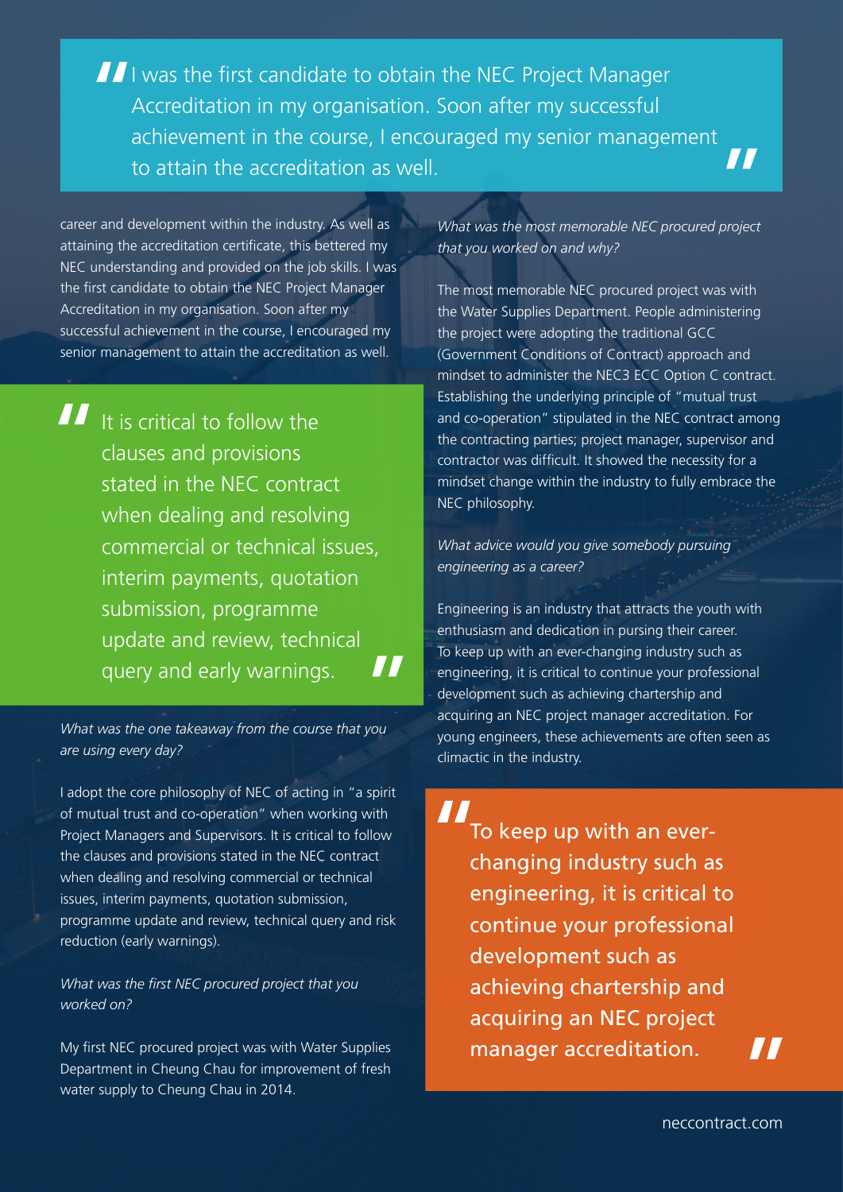> I was the first candidate to obtain the NEC Project Manager Accreditation in my organisation. Soon after my successful achievement in the course, I encouraged my senior management to attain the accreditation as well.

career and development within the industry. As well as attaining the accreditation certificate, this bettered my NEC understanding and provided on the job skills. I was the first candidate to obtain the NEC Project Manager Accreditation in my organisation. Soon after my successful achievement in the course, I encouraged my senior management to attain the accreditation as well.

> It is critical to follow the clauses and provisions stated in the NEC contract when dealing and resolving commercial or technical issues, interim payments, quotation submission, programme update and review, technical query and early warnings.

*What was the one takeaway from the course that you are using every day?*

I adopt the core philosophy of NEC of acting in "a spirit of mutual trust and co-operation" when working with Project Managers and Supervisors. It is critical to follow the clauses and provisions stated in the NEC contract when dealing and resolving commercial or technical issues, interim payments, quotation submission, programme update and review, technical query and risk reduction (early warnings).

*What was the first NEC procured project that you worked on?*

My first NEC procured project was with Water Supplies Department in Cheung Chau for improvement of fresh water supply to Cheung Chau in 2014.

*What was the most memorable NEC procured project that you worked on and why?*

The most memorable NEC procured project was with the Water Supplies Department. People administering the project were adopting the traditional GCC (Government Conditions of Contract) approach and mindset to administer the NEC3 ECC Option C contract. Establishing the underlying principle of "mutual trust and co-operation" stipulated in the NEC contract among the contracting parties; project manager, supervisor and contractor was difficult. It showed the necessity for a mindset change within the industry to fully embrace the NEC philosophy.

*What advice would you give somebody pursuing engineering as a career?*

Engineering is an industry that attracts the youth with enthusiasm and dedication in pursing their career. To keep up with an ever-changing industry such as engineering, it is critical to continue your professional development such as achieving chartership and acquiring an NEC project manager accreditation. For young engineers, these achievements are often seen as climactic in the industry.

> To keep up with an ever-changing industry such as engineering, it is critical to continue your professional development such as achieving chartership and acquiring an NEC project manager accreditation.

neccontract.com